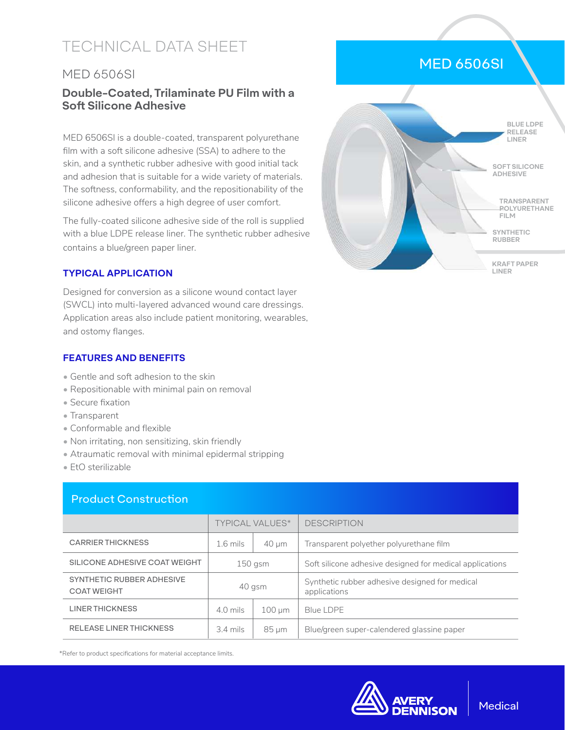# TECHNICAL DATA SHEET

## MED 6506SI

### Double-Coated, Trilaminate PU Film with a Soft Silicone Adhesive

MED 6506SI is a double-coated, transparent polyurethane film with a soft silicone adhesive (SSA) to adhere to the skin, and a synthetic rubber adhesive with good initial tack and adhesion that is suitable for a wide variety of materials. The softness, conformability, and the repositionability of the silicone adhesive offers a high degree of user comfort.

The fully-coated silicone adhesive side of the roll is supplied with a blue LDPE release liner. The synthetic rubber adhesive contains a blue/green paper liner.

MED 6506SI

BLUE LDPE RELEASE LINER

SOFT SILICONE ADHESIVE

TRANSPARENT POLYURETHANE FILM

SYNTHETIC RUBBER

KRAFT PAPER LINER

### TYPICAL APPLICATION

Designed for conversion as a silicone wound contact layer (SWCL) into multi-layered advanced wound care dressings. Application areas also include patient monitoring, wearables, and ostomy flanges.

### FEATURES AND BENEFITS

- Gentle and soft adhesion to the skin
- Repositionable with minimal pain on removal
- Secure fixation
- Transparent
- Conformable and flexible
- Non irritating, non sensitizing, skin friendly
- Atraumatic removal with minimal epidermal stripping
- EtO sterilizable

## Product Construction

| | TYPICAL VALUES* | | DESCRIPTION |
|---|---|---|---|
| CARRIER THICKNESS | 1.6 mils | 40 µm | Transparent polyether polyurethane film |
| SILICONE ADHESIVE COAT WEIGHT | 150 gsm | | Soft silicone adhesive designed for medical applications |
| SYNTHETIC RUBBER ADHESIVE COAT WEIGHT | 40 gsm | | Synthetic rubber adhesive designed for medical applications |
| LINER THICKNESS | 4.0 mils | 100 µm | Blue LDPE |
| RELEASE LINER THICKNESS | 3.4 mils | 85 µm | Blue/green super-calendered glassine paper |

*Refer to product specifications for material acceptance limits.

AVERY DENNISON | Medical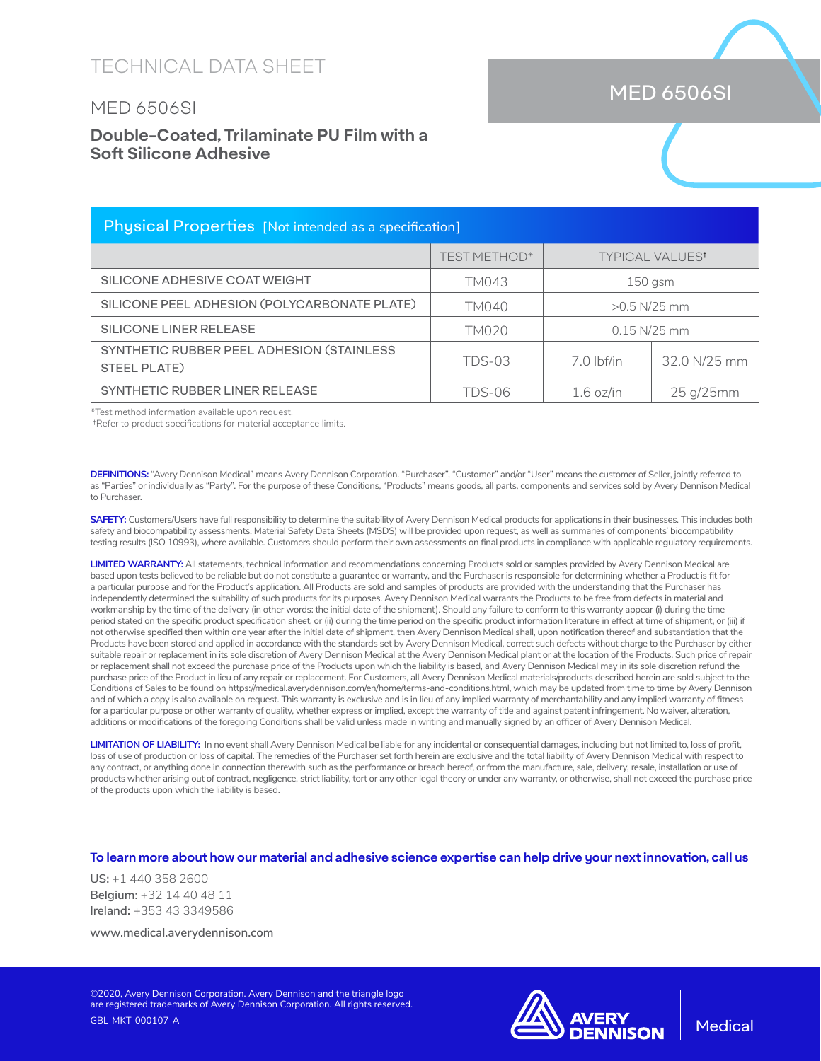# TECHNICAL DATA SHEET

## MED 6506SI

### Double-Coated, Trilaminate PU Film with a Soft Silicone Adhesive

MED 6506SI

**Physical Properties** [Not intended as a specification]

| | TEST METHOD* | TYPICAL VALUES† | |
|---|---|---|---|
| SILICONE ADHESIVE COAT WEIGHT | TM043 | 150 gsm | |
| SILICONE PEEL ADHESION (POLYCARBONATE PLATE) | TM040 | >0.5 N/25 mm | |
| SILICONE LINER RELEASE | TM020 | 0.15 N/25 mm | |
| SYNTHETIC RUBBER PEEL ADHESION (STAINLESS STEEL PLATE) | TDS-03 | 7.0 lbf/in | 32.0 N/25 mm |
| SYNTHETIC RUBBER LINER RELEASE | TDS-06 | 1.6 oz/in | 25 g/25mm |

*Test method information available upon request.
†Refer to product specifications for material acceptance limits.

**DEFINITIONS:** "Avery Dennison Medical" means Avery Dennison Corporation. "Purchaser", "Customer" and/or "User" means the customer of Seller, jointly referred to as "Parties" or individually as "Party". For the purpose of these Conditions, "Products" means goods, all parts, components and services sold by Avery Dennison Medical to Purchaser.

**SAFETY:** Customers/Users have full responsibility to determine the suitability of Avery Dennison Medical products for applications in their businesses. This includes both safety and biocompatibility assessments. Material Safety Data Sheets (MSDS) will be provided upon request, as well as summaries of components' biocompatibility testing results (ISO 10993), where available. Customers should perform their own assessments on final products in compliance with applicable regulatory requirements.

**LIMITED WARRANTY:** All statements, technical information and recommendations concerning Products sold or samples provided by Avery Dennison Medical are based upon tests believed to be reliable but do not constitute a guarantee or warranty, and the Purchaser is responsible for determining whether a Product is fit for a particular purpose and for the Product's application. All Products are sold and samples of products are provided with the understanding that the Purchaser has independently determined the suitability of such products for its purposes. Avery Dennison Medical warrants the Products to be free from defects in material and workmanship by the time of the delivery (in other words: the initial date of the shipment). Should any failure to conform to this warranty appear (i) during the time period stated on the specific product specification sheet, or (ii) during the time period on the specific product information literature in effect at time of shipment, or (iii) if not otherwise specified then within one year after the initial date of shipment, then Avery Dennison Medical shall, upon notification thereof and substantiation that the Products have been stored and applied in accordance with the standards set by Avery Dennison Medical, correct such defects without charge to the Purchaser by either suitable repair or replacement in its sole discretion of Avery Dennison Medical at the Avery Dennison Medical plant or at the location of the Products. Such price of repair or replacement shall not exceed the purchase price of the Products upon which the liability is based, and Avery Dennison Medical may in its sole discretion refund the purchase price of the Product in lieu of any repair or replacement. For Customers, all Avery Dennison Medical materials/products described herein are sold subject to the Conditions of Sales to be found on https://medical.averydennison.com/en/home/terms-and-conditions.html, which may be updated from time to time by Avery Dennison and of which a copy is also available on request. This warranty is exclusive and is in lieu of any implied warranty of merchantability and any implied warranty of fitness for a particular purpose or other warranty of quality, whether express or implied, except the warranty of title and against patent infringement. No waiver, alteration, additions or modifications of the foregoing Conditions shall be valid unless made in writing and manually signed by an officer of Avery Dennison Medical.

**LIMITATION OF LIABILITY:** In no event shall Avery Dennison Medical be liable for any incidental or consequential damages, including but not limited to, loss of profit, loss of use of production or loss of capital. The remedies of the Purchaser set forth herein are exclusive and the total liability of Avery Dennison Medical with respect to any contract, or anything done in connection therewith such as the performance or breach hereof, or from the manufacture, sale, delivery, resale, installation or use of products whether arising out of contract, negligence, strict liability, tort or any other legal theory or under any warranty, or otherwise, shall not exceed the purchase price of the products upon which the liability is based.

**To learn more about how our material and adhesive science expertise can help drive your next innovation, call us**

**US:** +1 440 358 2600
**Belgium:** +32 14 40 48 11
**Ireland:** +353 43 3349586

www.medical.averydennison.com

©2020, Avery Dennison Corporation. Avery Dennison and the triangle logo are registered trademarks of Avery Dennison Corporation. All rights reserved.

GBL-MKT-000107-A

AVERY DENNISON Medical